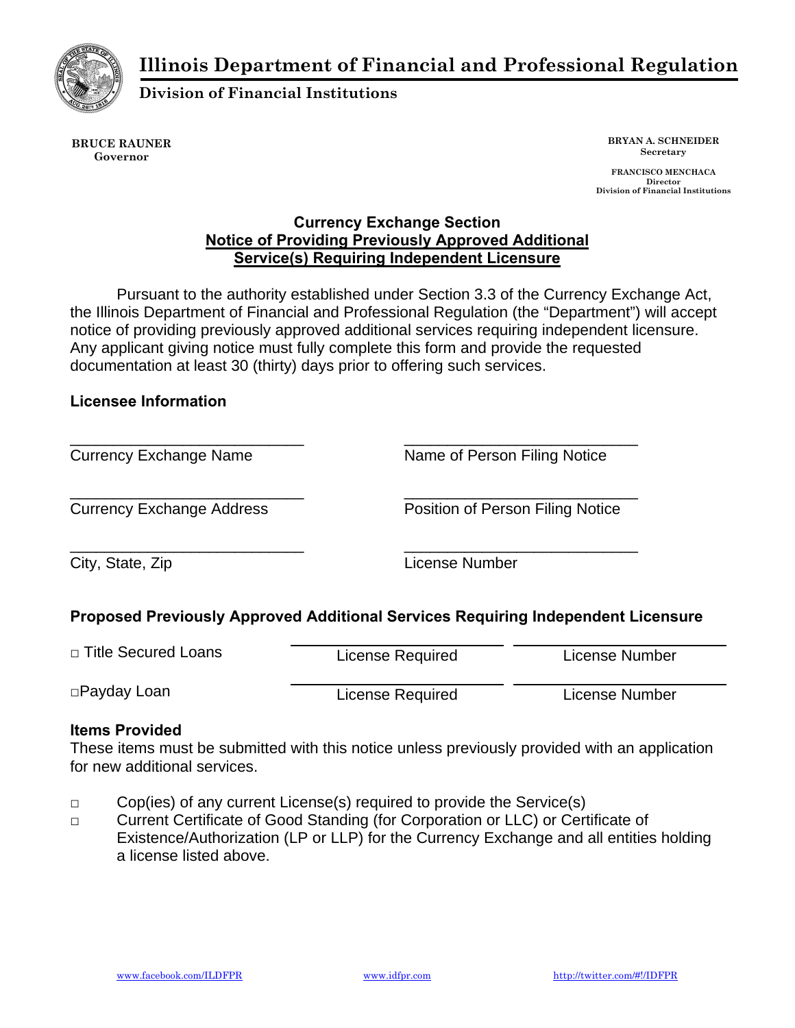# Illinois Department of Financial and Professional Regulation

## Division of Financial Institutions

**BRUCE RAUNER**
Governor

**BRYAN A. SCHNEIDER**
Secretary

**FRANCISCO MENCHACA**
Director
Division of Financial Institutions

### Currency Exchange Section
### Notice of Providing Previously Approved Additional Service(s) Requiring Independent Licensure

Pursuant to the authority established under Section 3.3 of the Currency Exchange Act, the Illinois Department of Financial and Professional Regulation (the "Department") will accept notice of providing previously approved additional services requiring independent licensure. Any applicant giving notice must fully complete this form and provide the requested documentation at least 30 (thirty) days prior to offering such services.

**Licensee Information**

| | |
|---|---|
| ____________________________ | ____________________________ |
| Currency Exchange Name | Name of Person Filing Notice |
| ____________________________ | ____________________________ |
| Currency Exchange Address | Position of Person Filing Notice |
| ____________________________ | ____________________________ |
| City, State, Zip | License Number |

**Proposed Previously Approved Additional Services Requiring Independent Licensure**

| | | |
|---|---|---|
| □ Title Secured Loans | ____________________ License Required | ____________________ License Number |
| □Payday Loan | ____________________ License Required | ____________________ License Number |

**Items Provided**
These items must be submitted with this notice unless previously provided with an application for new additional services.

- □ Cop(ies) of any current License(s) required to provide the Service(s)
- □ Current Certificate of Good Standing (for Corporation or LLC) or Certificate of Existence/Authorization (LP or LLP) for the Currency Exchange and all entities holding a license listed above.

www.facebook.com/ILDFPR www.idfpr.com http://twitter.com/#!/IDFPR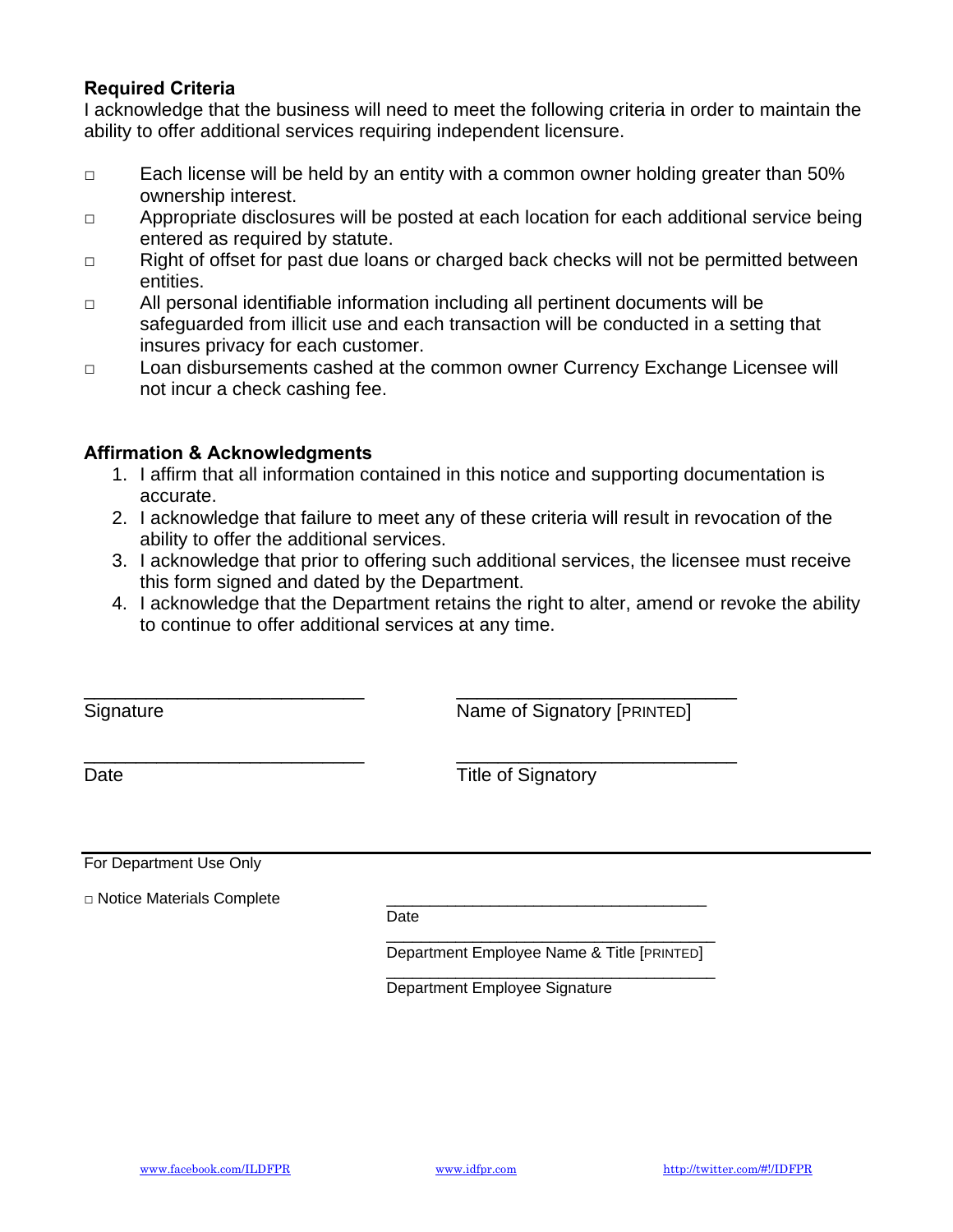**Required Criteria**

I acknowledge that the business will need to meet the following criteria in order to maintain the ability to offer additional services requiring independent licensure.

- □ Each license will be held by an entity with a common owner holding greater than 50% ownership interest.
- □ Appropriate disclosures will be posted at each location for each additional service being entered as required by statute.
- □ Right of offset for past due loans or charged back checks will not be permitted between entities.
- □ All personal identifiable information including all pertinent documents will be safeguarded from illicit use and each transaction will be conducted in a setting that insures privacy for each customer.
- □ Loan disbursements cashed at the common owner Currency Exchange Licensee will not incur a check cashing fee.

**Affirmation & Acknowledgments**

1. I affirm that all information contained in this notice and supporting documentation is accurate.
2. I acknowledge that failure to meet any of these criteria will result in revocation of the ability to offer the additional services.
3. I acknowledge that prior to offering such additional services, the licensee must receive this form signed and dated by the Department.
4. I acknowledge that the Department retains the right to alter, amend or revoke the ability to continue to offer additional services at any time.

___________________________ ___________________________
Signature Name of Signatory [PRINTED]

___________________________ ___________________________
Date Title of Signatory

---

For Department Use Only

□ Notice Materials Complete

___________________________________
Date

___________________________________
Department Employee Name & Title [PRINTED]

___________________________________
Department Employee Signature

www.facebook.com/ILDFPR www.idfpr.com http://twitter.com/#!/IDFPR